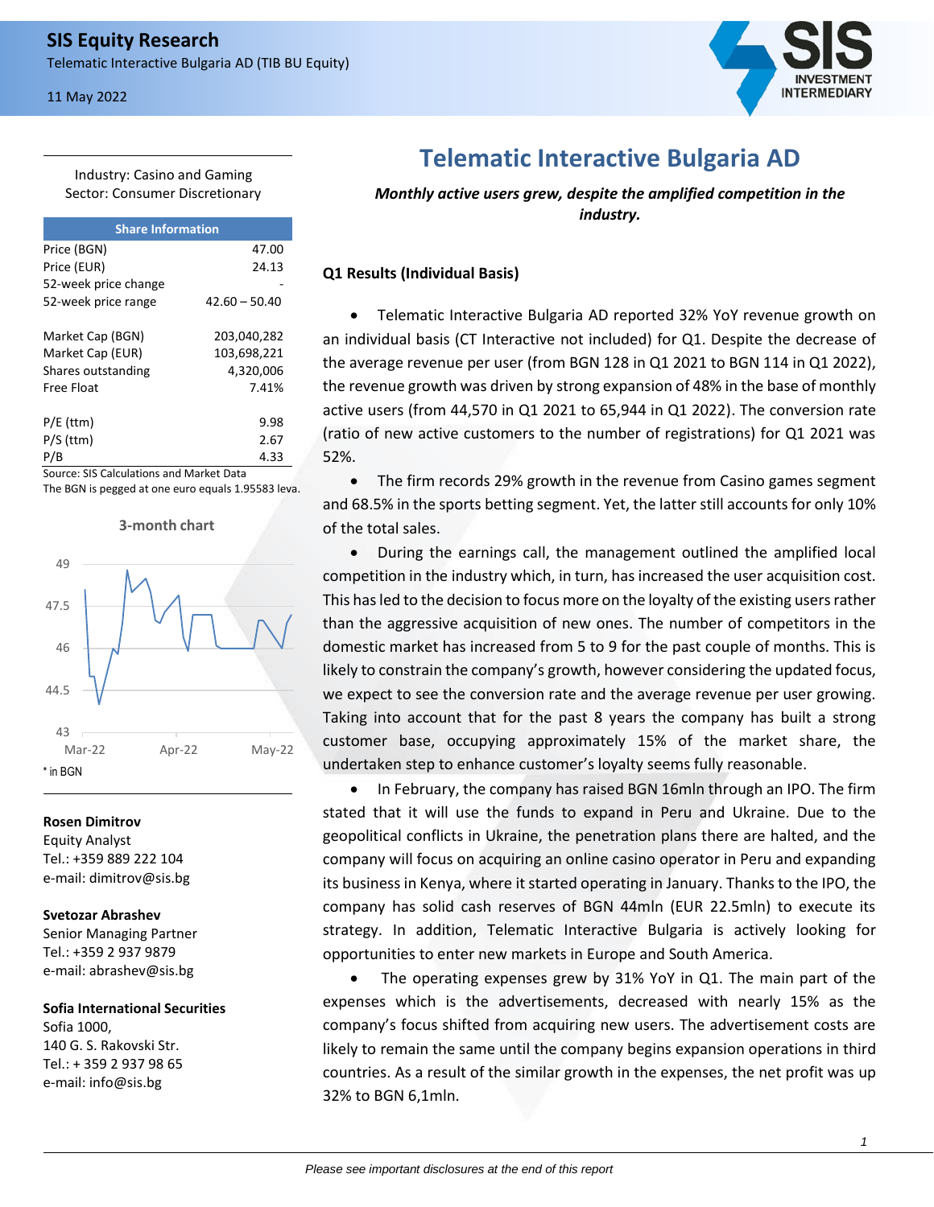**SIS Equity Research**

Telematic Interactive Bulgaria AD (TIB BU Equity)

11 May 2022

Industry: Casino and Gaming
Sector: Consumer Discretionary

| Share Information | |
|---|---|
| Price (BGN) | 47.00 |
| Price (EUR) | 24.13 |
| 52-week price change | - |
| 52-week price range | 42.60 – 50.40 |
| | |
| Market Cap (BGN) | 203,040,282 |
| Market Cap (EUR) | 103,698,221 |
| Shares outstanding | 4,320,006 |
| Free Float | 7.41% |
| | |
| P/E (ttm) | 9.98 |
| P/S (ttm) | 2.67 |
| P/B | 4.33 |

Source: SIS Calculations and Market Data
The BGN is pegged at one euro equals 1.95583 leva.

3-month chart

* in BGN

**Rosen Dimitrov**
Equity Analyst
Tel.: +359 889 222 104
e-mail: dimitrov@sis.bg

**Svetozar Abrashev**
Senior Managing Partner
Tel.: +359 2 937 9879
e-mail: abrashev@sis.bg

**Sofia International Securities**
Sofia 1000,
140 G. S. Rakovski Str.
Tel.: + 359 2 937 98 65
e-mail: info@sis.bg

# Telematic Interactive Bulgaria AD

***Monthly active users grew, despite the amplified competition in the industry.***

## Q1 Results (Individual Basis)

- Telematic Interactive Bulgaria AD reported 32% YoY revenue growth on an individual basis (CT Interactive not included) for Q1. Despite the decrease of the average revenue per user (from BGN 128 in Q1 2021 to BGN 114 in Q1 2022), the revenue growth was driven by strong expansion of 48% in the base of monthly active users (from 44,570 in Q1 2021 to 65,944 in Q1 2022). The conversion rate (ratio of new active customers to the number of registrations) for Q1 2021 was 52%.
- The firm records 29% growth in the revenue from Casino games segment and 68.5% in the sports betting segment. Yet, the latter still accounts for only 10% of the total sales.
- During the earnings call, the management outlined the amplified local competition in the industry which, in turn, has increased the user acquisition cost. This has led to the decision to focus more on the loyalty of the existing users rather than the aggressive acquisition of new ones. The number of competitors in the domestic market has increased from 5 to 9 for the past couple of months. This is likely to constrain the company's growth, however considering the updated focus, we expect to see the conversion rate and the average revenue per user growing. Taking into account that for the past 8 years the company has built a strong customer base, occupying approximately 15% of the market share, the undertaken step to enhance customer's loyalty seems fully reasonable.
- In February, the company has raised BGN 16mln through an IPO. The firm stated that it will use the funds to expand in Peru and Ukraine. Due to the geopolitical conflicts in Ukraine, the penetration plans there are halted, and the company will focus on acquiring an online casino operator in Peru and expanding its business in Kenya, where it started operating in January. Thanks to the IPO, the company has solid cash reserves of BGN 44mln (EUR 22.5mln) to execute its strategy. In addition, Telematic Interactive Bulgaria is actively looking for opportunities to enter new markets in Europe and South America.
- The operating expenses grew by 31% YoY in Q1. The main part of the expenses which is the advertisements, decreased with nearly 15% as the company's focus shifted from acquiring new users. The advertisement costs are likely to remain the same until the company begins expansion operations in third countries. As a result of the similar growth in the expenses, the net profit was up 32% to BGN 6,1mln.

*Please see important disclosures at the end of this report*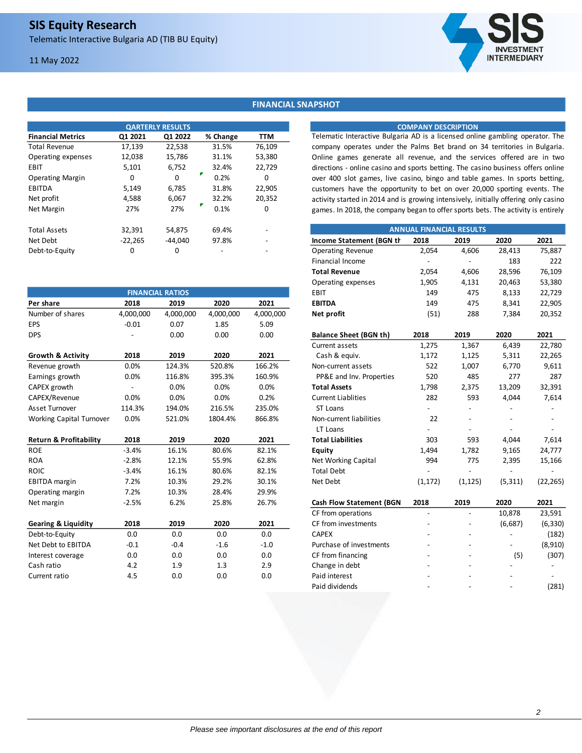## FINANCIAL SNAPSHOT

### QARTERLY RESULTS

| Financial Metrics | Q1 2021 | Q1 2022 | % Change | TTM |
|---|---|---|---|---|
| Total Revenue | 17,139 | 22,538 | 31.5% | 76,109 |
| Operating expenses | 12,038 | 15,786 | 31.1% | 53,380 |
| EBIT | 5,101 | 6,752 | 32.4% | 22,729 |
| Operating Margin | 0 | 0 | 0.2% | 0 |
| EBITDA | 5,149 | 6,785 | 31.8% | 22,905 |
| Net profit | 4,588 | 6,067 | 32.2% | 20,352 |
| Net Margin | 27% | 27% | 0.1% | 0 |
| | | | | |
| Total Assets | 32,391 | 54,875 | 69.4% | - |
| Net Debt | -22,265 | -44,040 | 97.8% | - |
| Debt-to-Equity | 0 | 0 | - | - |

### FINANCIAL RATIOS

| Per share | 2018 | 2019 | 2020 | 2021 |
|---|---|---|---|---|
| Number of shares | 4,000,000 | 4,000,000 | 4,000,000 | 4,000,000 |
| EPS | -0.01 | 0.07 | 1.85 | 5.09 |
| DPS | - | 0.00 | 0.00 | 0.00 |
| **Growth & Activity** | **2018** | **2019** | **2020** | **2021** |
| Revenue growth | 0.0% | 124.3% | 520.8% | 166.2% |
| Earnings growth | 0.0% | 116.8% | 395.3% | 160.9% |
| CAPEX growth | - | 0.0% | 0.0% | 0.0% |
| CAPEX/Revenue | 0.0% | 0.0% | 0.0% | 0.2% |
| Asset Turnover | 114.3% | 194.0% | 216.5% | 235.0% |
| Working Capital Turnover | 0.0% | 521.0% | 1804.4% | 866.8% |
| **Return & Profitability** | **2018** | **2019** | **2020** | **2021** |
| ROE | -3.4% | 16.1% | 80.6% | 82.1% |
| ROA | -2.8% | 12.1% | 55.9% | 62.8% |
| ROIC | -3.4% | 16.1% | 80.6% | 82.1% |
| EBITDA margin | 7.2% | 10.3% | 29.2% | 30.1% |
| Operating margin | 7.2% | 10.3% | 28.4% | 29.9% |
| Net margin | -2.5% | 6.2% | 25.8% | 26.7% |
| **Gearing & Liquidity** | **2018** | **2019** | **2020** | **2021** |
| Debt-to-Equity | 0.0 | 0.0 | 0.0 | 0.0 |
| Net Debt to EBITDA | -0.1 | -0.4 | -1.6 | -1.0 |
| Interest coverage | 0.0 | 0.0 | 0.0 | 0.0 |
| Cash ratio | 4.2 | 1.9 | 1.3 | 2.9 |
| Current ratio | 4.5 | 0.0 | 0.0 | 0.0 |

### COMPANY DESCRIPTION

Telematic Interactive Bulgaria AD is a licensed online gambling operator. The company operates under the Palms Bet brand on 34 territories in Bulgaria. Online games generate all revenue, and the services offered are in two directions - online casino and sports betting. The casino business offers online over 400 slot games, live casino, bingo and table games. In sports betting, customers have the opportunity to bet on over 20,000 sporting events. The activity started in 2014 and is growing intensively, initially offering only casino games. In 2018, the company began to offer sports bets. The activity is entirely

### ANNUAL FINANCIAL RESULTS

| Income Statement (BGN th) | 2018 | 2019 | 2020 | 2021 |
|---|---|---|---|---|
| Operating Revenue | 2,054 | 4,606 | 28,413 | 75,887 |
| Financial Income | - | - | 183 | 222 |
| **Total Revenue** | 2,054 | 4,606 | 28,596 | 76,109 |
| Operating expenses | 1,905 | 4,131 | 20,463 | 53,380 |
| EBIT | 149 | 475 | 8,133 | 22,729 |
| **EBITDA** | 149 | 475 | 8,341 | 22,905 |
| **Net profit** | (51) | 288 | 7,384 | 20,352 |

| Balance Sheet (BGN th) | 2018 | 2019 | 2020 | 2021 |
|---|---|---|---|---|
| Current assets | 1,275 | 1,367 | 6,439 | 22,780 |
| Cash & equiv. | 1,172 | 1,125 | 5,311 | 22,265 |
| Non-current assets | 522 | 1,007 | 6,770 | 9,611 |
| PP&E and Inv. Properties | 520 | 485 | 277 | 287 |
| **Total Assets** | 1,798 | 2,375 | 13,209 | 32,391 |
| Current Liablities | 282 | 593 | 4,044 | 7,614 |
| ST Loans | - | - | - | - |
| Non-current liabilities | 22 | - | - | - |
| LT Loans | - | - | - | - |
| **Total Liabilities** | 303 | 593 | 4,044 | 7,614 |
| **Equity** | 1,494 | 1,782 | 9,165 | 24,777 |
| Net Working Capital | 994 | 775 | 2,395 | 15,166 |
| Total Debt | - | - | - | - |
| Net Debt | (1,172) | (1,125) | (5,311) | (22,265) |

| Cash Flow Statement (BGN th) | 2018 | 2019 | 2020 | 2021 |
|---|---|---|---|---|
| CF from operations | - | - | 10,878 | 23,591 |
| CF from investments | - | - | (6,687) | (6,330) |
| CAPEX | - | - | - | (182) |
| Purchase of investments | - | - | - | (8,910) |
| CF from financing | - | - | (5) | (307) |
| Change in debt | - | - | - | - |
| Paid interest | - | - | - | - |
| Paid dividends | - | - | - | (281) |

*Please see important disclosures at the end of this report*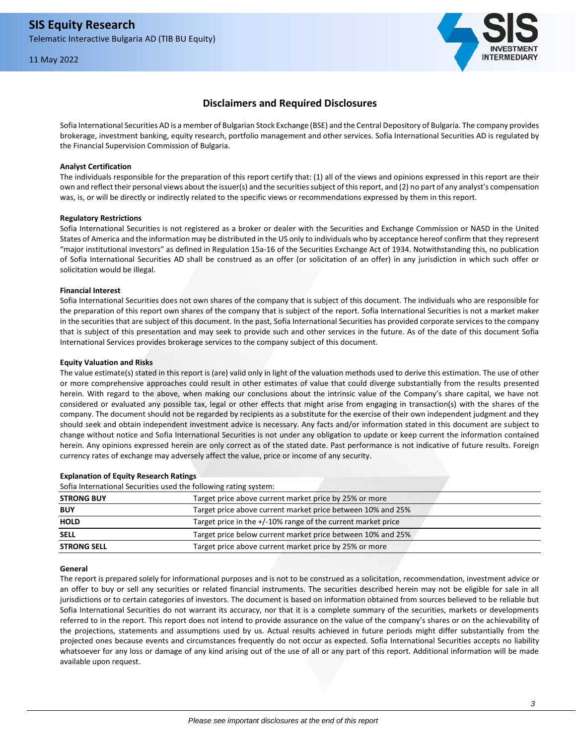## Disclaimers and Required Disclosures

Sofia International Securities AD is a member of Bulgarian Stock Exchange (BSE) and the Central Depository of Bulgaria. The company provides brokerage, investment banking, equity research, portfolio management and other services. Sofia International Securities AD is regulated by the Financial Supervision Commission of Bulgaria.

**Analyst Certification**

The individuals responsible for the preparation of this report certify that: (1) all of the views and opinions expressed in this report are their own and reflect their personal views about the issuer(s) and the securities subject of this report, and (2) no part of any analyst's compensation was, is, or will be directly or indirectly related to the specific views or recommendations expressed by them in this report.

**Regulatory Restrictions**

Sofia International Securities is not registered as a broker or dealer with the Securities and Exchange Commission or NASD in the United States of America and the information may be distributed in the US only to individuals who by acceptance hereof confirm that they represent "major institutional investors" as defined in Regulation 15a-16 of the Securities Exchange Act of 1934. Notwithstanding this, no publication of Sofia International Securities AD shall be construed as an offer (or solicitation of an offer) in any jurisdiction in which such offer or solicitation would be illegal.

**Financial Interest**

Sofia International Securities does not own shares of the company that is subject of this document. The individuals who are responsible for the preparation of this report own shares of the company that is subject of the report. Sofia International Securities is not a market maker in the securities that are subject of this document. In the past, Sofia International Securities has provided corporate services to the company that is subject of this presentation and may seek to provide such and other services in the future. As of the date of this document Sofia International Services provides brokerage services to the company subject of this document.

**Equity Valuation and Risks**

The value estimate(s) stated in this report is (are) valid only in light of the valuation methods used to derive this estimation. The use of other or more comprehensive approaches could result in other estimates of value that could diverge substantially from the results presented herein. With regard to the above, when making our conclusions about the intrinsic value of the Company's share capital, we have not considered or evaluated any possible tax, legal or other effects that might arise from engaging in transaction(s) with the shares of the company. The document should not be regarded by recipients as a substitute for the exercise of their own independent judgment and they should seek and obtain independent investment advice is necessary. Any facts and/or information stated in this document are subject to change without notice and Sofia International Securities is not under any obligation to update or keep current the information contained herein. Any opinions expressed herein are only correct as of the stated date. Past performance is not indicative of future results. Foreign currency rates of exchange may adversely affect the value, price or income of any security.

**Explanation of Equity Research Ratings**

Sofia International Securities used the following rating system:

| | |
|---|---|
| **STRONG BUY** | Target price above current market price by 25% or more |
| **BUY** | Target price above current market price between 10% and 25% |
| **HOLD** | Target price in the +/-10% range of the current market price |
| **SELL** | Target price below current market price between 10% and 25% |
| **STRONG SELL** | Target price above current market price by 25% or more |

**General**

The report is prepared solely for informational purposes and is not to be construed as a solicitation, recommendation, investment advice or an offer to buy or sell any securities or related financial instruments. The securities described herein may not be eligible for sale in all jurisdictions or to certain categories of investors. The document is based on information obtained from sources believed to be reliable but Sofia International Securities do not warrant its accuracy, nor that it is a complete summary of the securities, markets or developments referred to in the report. This report does not intend to provide assurance on the value of the company's shares or on the achievability of the projections, statements and assumptions used by us. Actual results achieved in future periods might differ substantially from the projected ones because events and circumstances frequently do not occur as expected. Sofia International Securities accepts no liability whatsoever for any loss or damage of any kind arising out of the use of all or any part of this report. Additional information will be made available upon request.